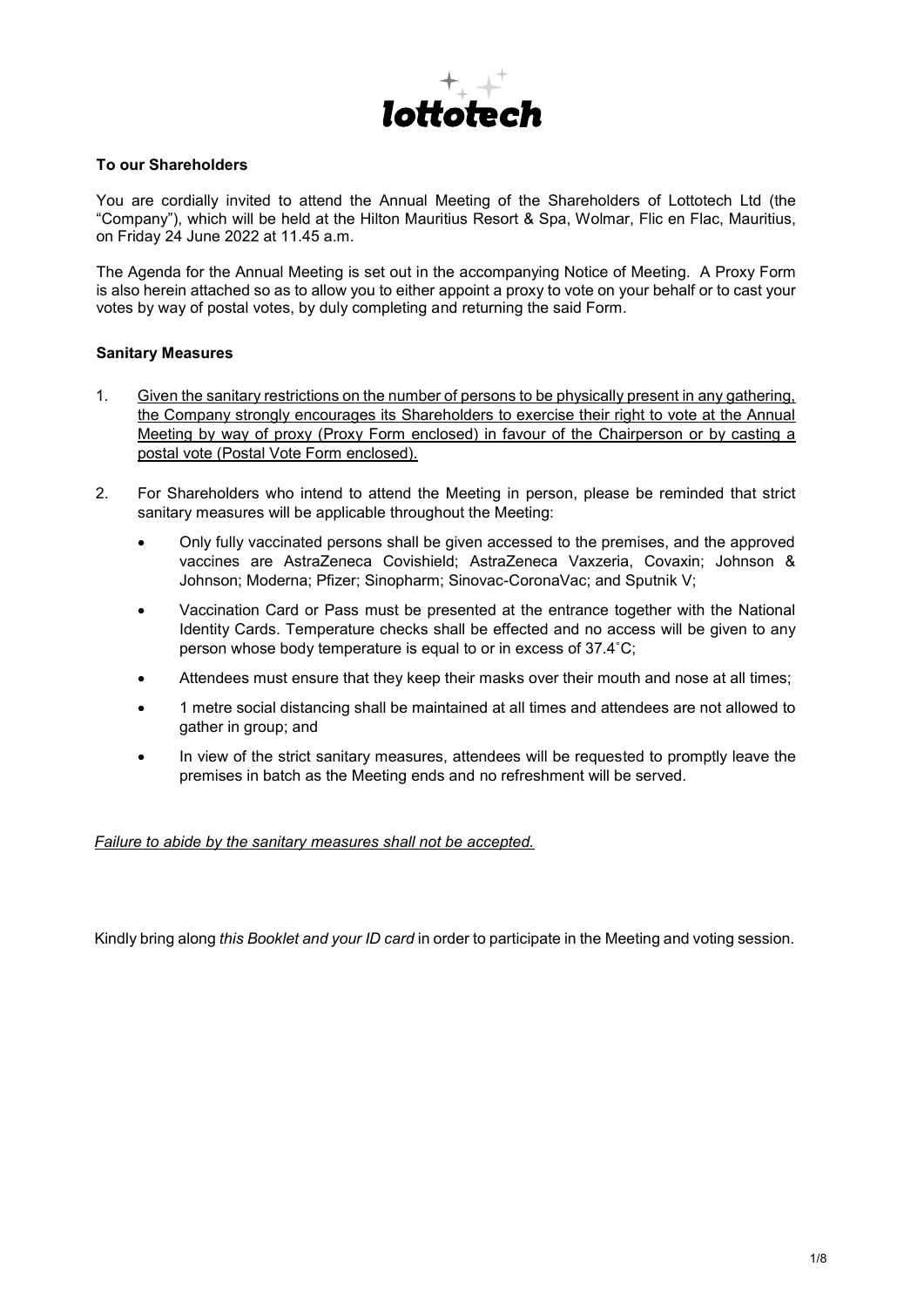lottotech

**To our Shareholders**

You are cordially invited to attend the Annual Meeting of the Shareholders of Lottotech Ltd (the "Company"), which will be held at the Hilton Mauritius Resort & Spa, Wolmar, Flic en Flac, Mauritius, on Friday 24 June 2022 at 11.45 a.m.

The Agenda for the Annual Meeting is set out in the accompanying Notice of Meeting. A Proxy Form is also herein attached so as to allow you to either appoint a proxy to vote on your behalf or to cast your votes by way of postal votes, by duly completing and returning the said Form.

**Sanitary Measures**

1. Given the sanitary restrictions on the number of persons to be physically present in any gathering, the Company strongly encourages its Shareholders to exercise their right to vote at the Annual Meeting by way of proxy (Proxy Form enclosed) in favour of the Chairperson or by casting a postal vote (Postal Vote Form enclosed).

2. For Shareholders who intend to attend the Meeting in person, please be reminded that strict sanitary measures will be applicable throughout the Meeting:

   - Only fully vaccinated persons shall be given accessed to the premises, and the approved vaccines are AstraZeneca Covishield; AstraZeneca Vaxzeria, Covaxin; Johnson & Johnson; Moderna; Pfizer; Sinopharm; Sinovac-CoronaVac; and Sputnik V;
   - Vaccination Card or Pass must be presented at the entrance together with the National Identity Cards. Temperature checks shall be effected and no access will be given to any person whose body temperature is equal to or in excess of 37.4˚C;
   - Attendees must ensure that they keep their masks over their mouth and nose at all times;
   - 1 metre social distancing shall be maintained at all times and attendees are not allowed to gather in group; and
   - In view of the strict sanitary measures, attendees will be requested to promptly leave the premises in batch as the Meeting ends and no refreshment will be served.

*Failure to abide by the sanitary measures shall not be accepted.*

Kindly bring along *this Booklet and your ID card* in order to participate in the Meeting and voting session.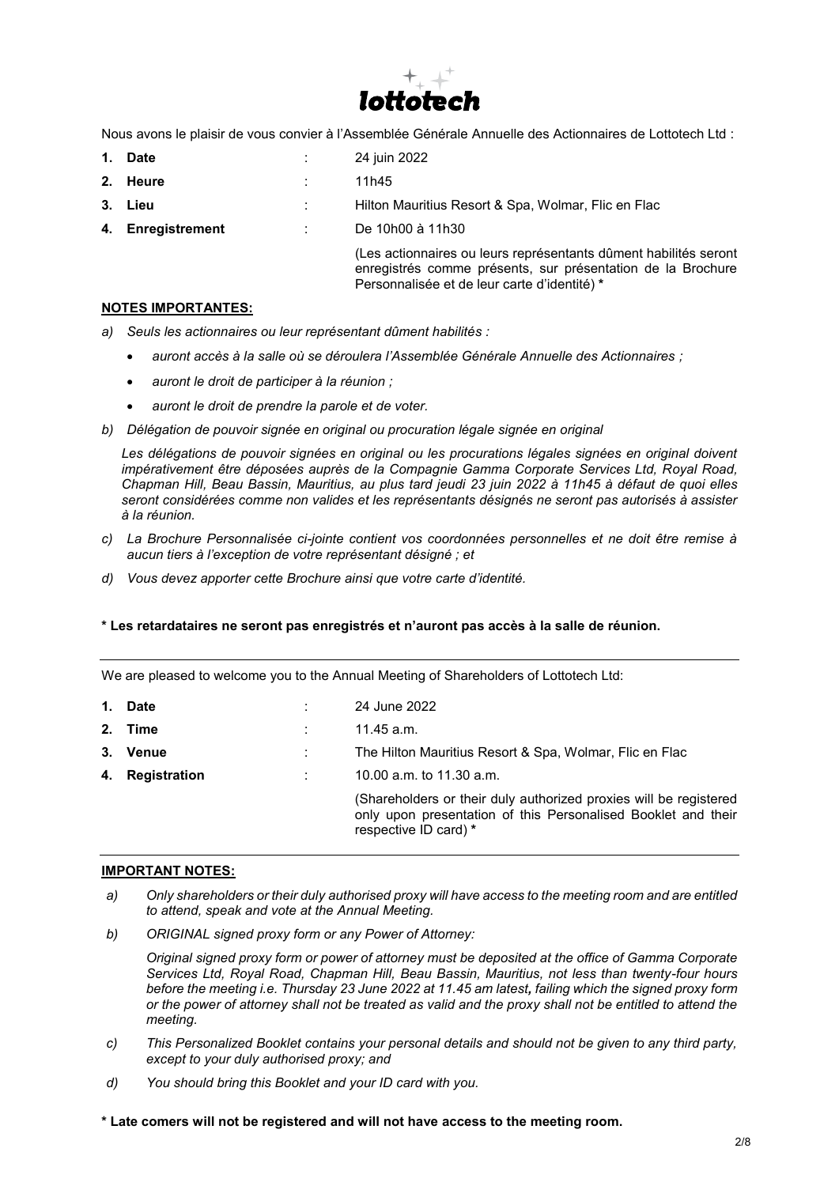lottotech

Nous avons le plaisir de vous convier à l'Assemblée Générale Annuelle des Actionnaires de Lottotech Ltd :

| | | | |
|---|---|---|---|
| **1.** | **Date** | : | 24 juin 2022 |
| **2.** | **Heure** | : | 11h45 |
| **3.** | **Lieu** | : | Hilton Mauritius Resort & Spa, Wolmar, Flic en Flac |
| **4.** | **Enregistrement** | : | De 10h00 à 11h30 |
| | | | (Les actionnaires ou leurs représentants dûment habilités seront enregistrés comme présents, sur présentation de la Brochure Personnalisée et de leur carte d'identité) **\*** |

**NOTES IMPORTANTES:**

a) *Seuls les actionnaires ou leur représentant dûment habilités :*
   - *auront accès à la salle où se déroulera l'Assemblée Générale Annuelle des Actionnaires ;*
   - *auront le droit de participer à la réunion ;*
   - *auront le droit de prendre la parole et de voter.*

b) *Délégation de pouvoir signée en original ou procuration légale signée en original*

   *Les délégations de pouvoir signées en original ou les procurations légales signées en original doivent impérativement être déposées auprès de la Compagnie Gamma Corporate Services Ltd, Royal Road, Chapman Hill, Beau Bassin, Mauritius, au plus tard jeudi 23 juin 2022 à 11h45 à défaut de quoi elles seront considérées comme non valides et les représentants désignés ne seront pas autorisés à assister à la réunion.*

c) *La Brochure Personnalisée ci-jointe contient vos coordonnées personnelles et ne doit être remise à aucun tiers à l'exception de votre représentant désigné ; et*

d) *Vous devez apporter cette Brochure ainsi que votre carte d'identité.*

**\* Les retardataires ne seront pas enregistrés et n'auront pas accès à la salle de réunion.**

---

We are pleased to welcome you to the Annual Meeting of Shareholders of Lottotech Ltd:

| | | | |
|---|---|---|---|
| **1.** | **Date** | : | 24 June 2022 |
| **2.** | **Time** | : | 11.45 a.m. |
| **3.** | **Venue** | : | The Hilton Mauritius Resort & Spa, Wolmar, Flic en Flac |
| **4.** | **Registration** | : | 10.00 a.m. to 11.30 a.m. |
| | | | (Shareholders or their duly authorized proxies will be registered only upon presentation of this Personalised Booklet and their respective ID card) **\*** |

**IMPORTANT NOTES:**

a) *Only shareholders or their duly authorised proxy will have access to the meeting room and are entitled to attend, speak and vote at the Annual Meeting.*

b) *ORIGINAL signed proxy form or any Power of Attorney:*

   *Original signed proxy form or power of attorney must be deposited at the office of Gamma Corporate Services Ltd, Royal Road, Chapman Hill, Beau Bassin, Mauritius, not less than twenty-four hours before the meeting i.e. Thursday 23 June 2022 at 11.45 am latest, failing which the signed proxy form or the power of attorney shall not be treated as valid and the proxy shall not be entitled to attend the meeting.*

c) *This Personalized Booklet contains your personal details and should not be given to any third party, except to your duly authorised proxy; and*

d) *You should bring this Booklet and your ID card with you.*

**\* Late comers will not be registered and will not have access to the meeting room.**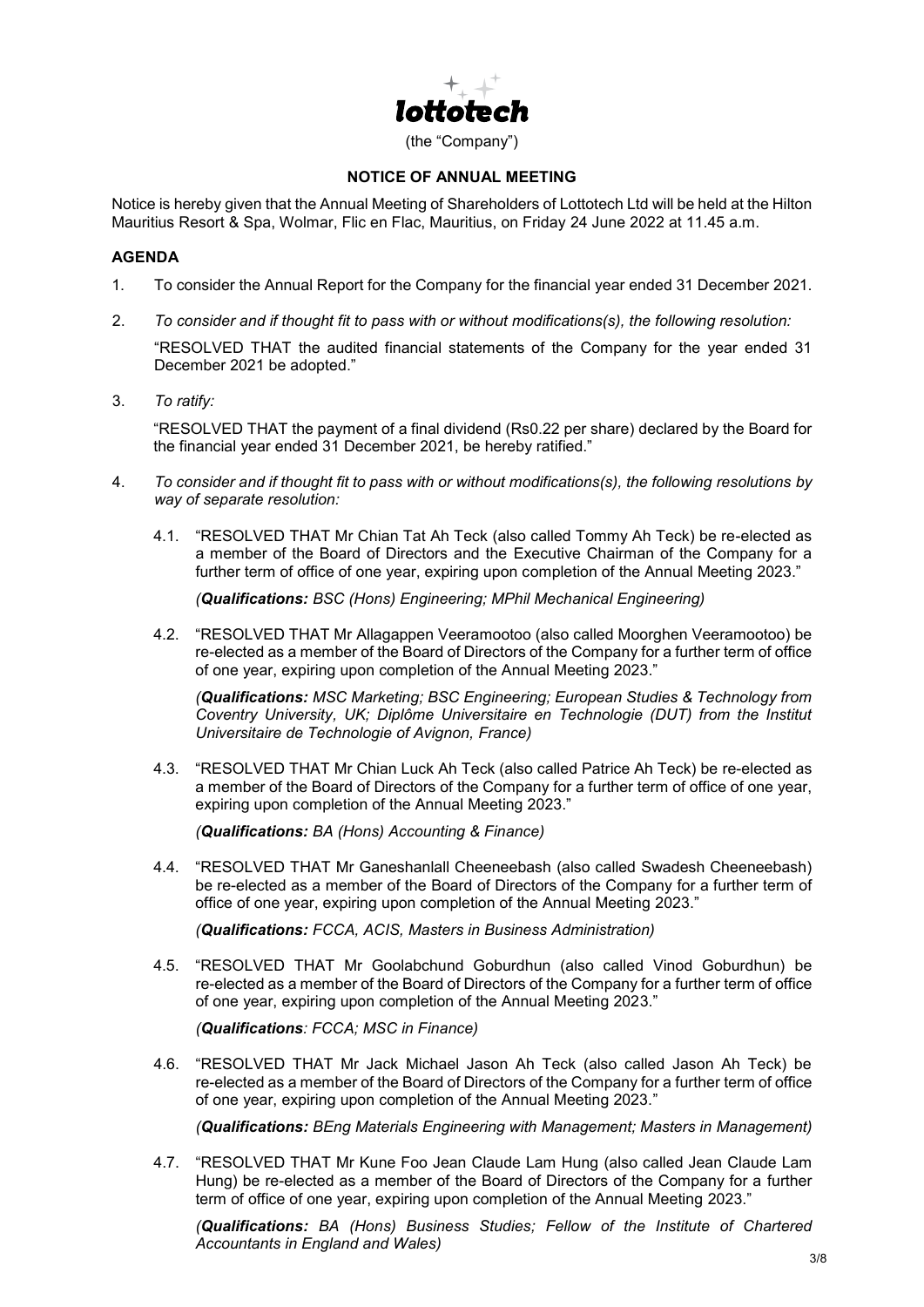lottotech

(the "Company")

## NOTICE OF ANNUAL MEETING

Notice is hereby given that the Annual Meeting of Shareholders of Lottotech Ltd will be held at the Hilton Mauritius Resort & Spa, Wolmar, Flic en Flac, Mauritius, on Friday 24 June 2022 at 11.45 a.m.

### AGENDA

1. To consider the Annual Report for the Company for the financial year ended 31 December 2021.

2. *To consider and if thought fit to pass with or without modifications(s), the following resolution:*

   "RESOLVED THAT the audited financial statements of the Company for the year ended 31 December 2021 be adopted."

3. *To ratify:*

   "RESOLVED THAT the payment of a final dividend (Rs0.22 per share) declared by the Board for the financial year ended 31 December 2021, be hereby ratified."

4. *To consider and if thought fit to pass with or without modifications(s), the following resolutions by way of separate resolution:*

   4.1. "RESOLVED THAT Mr Chian Tat Ah Teck (also called Tommy Ah Teck) be re-elected as a member of the Board of Directors and the Executive Chairman of the Company for a further term of office of one year, expiring upon completion of the Annual Meeting 2023."

   *(**Qualifications:** BSC (Hons) Engineering; MPhil Mechanical Engineering)*

   4.2. "RESOLVED THAT Mr Allagappen Veeramootoo (also called Moorghen Veeramootoo) be re-elected as a member of the Board of Directors of the Company for a further term of office of one year, expiring upon completion of the Annual Meeting 2023."

   *(**Qualifications:** MSC Marketing; BSC Engineering; European Studies & Technology from Coventry University, UK; Diplôme Universitaire en Technologie (DUT) from the Institut Universitaire de Technologie of Avignon, France)*

   4.3. "RESOLVED THAT Mr Chian Luck Ah Teck (also called Patrice Ah Teck) be re-elected as a member of the Board of Directors of the Company for a further term of office of one year, expiring upon completion of the Annual Meeting 2023."

   *(**Qualifications:** BA (Hons) Accounting & Finance)*

   4.4. "RESOLVED THAT Mr Ganeshanlall Cheeneebash (also called Swadesh Cheeneebash) be re-elected as a member of the Board of Directors of the Company for a further term of office of one year, expiring upon completion of the Annual Meeting 2023."

   *(**Qualifications:** FCCA, ACIS, Masters in Business Administration)*

   4.5. "RESOLVED THAT Mr Goolabchund Goburdhun (also called Vinod Goburdhun) be re-elected as a member of the Board of Directors of the Company for a further term of office of one year, expiring upon completion of the Annual Meeting 2023."

   *(**Qualifications**: FCCA; MSC in Finance)*

   4.6. "RESOLVED THAT Mr Jack Michael Jason Ah Teck (also called Jason Ah Teck) be re-elected as a member of the Board of Directors of the Company for a further term of office of one year, expiring upon completion of the Annual Meeting 2023."

   *(**Qualifications:** BEng Materials Engineering with Management; Masters in Management)*

   4.7. "RESOLVED THAT Mr Kune Foo Jean Claude Lam Hung (also called Jean Claude Lam Hung) be re-elected as a member of the Board of Directors of the Company for a further term of office of one year, expiring upon completion of the Annual Meeting 2023."

   *(**Qualifications:** BA (Hons) Business Studies; Fellow of the Institute of Chartered Accountants in England and Wales)*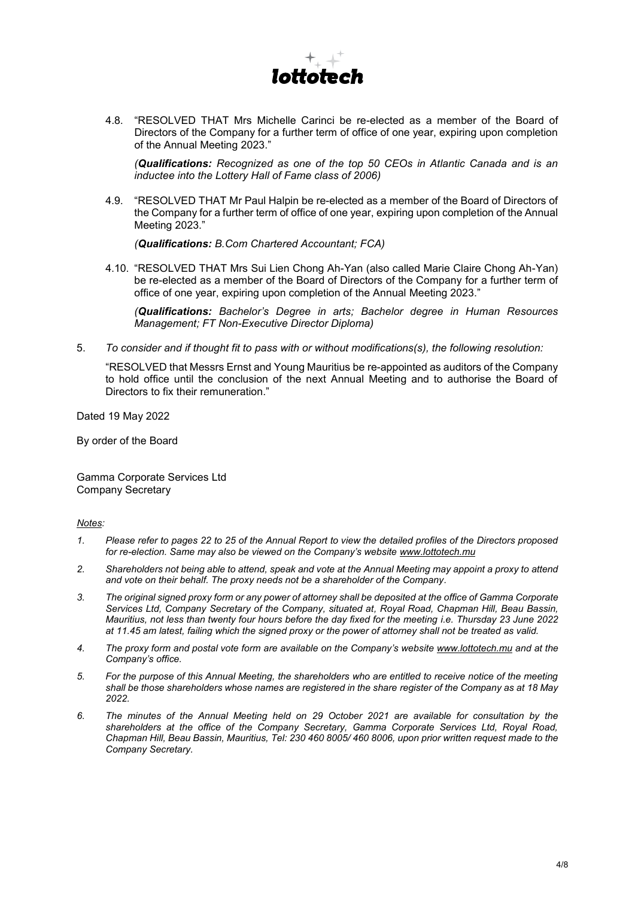4.8. "RESOLVED THAT Mrs Michelle Carinci be re-elected as a member of the Board of Directors of the Company for a further term of office of one year, expiring upon completion of the Annual Meeting 2023."

*(**Qualifications:** Recognized as one of the top 50 CEOs in Atlantic Canada and is an inductee into the Lottery Hall of Fame class of 2006)*

4.9. "RESOLVED THAT Mr Paul Halpin be re-elected as a member of the Board of Directors of the Company for a further term of office of one year, expiring upon completion of the Annual Meeting 2023."

*(**Qualifications:** B.Com Chartered Accountant; FCA)*

4.10. "RESOLVED THAT Mrs Sui Lien Chong Ah-Yan (also called Marie Claire Chong Ah-Yan) be re-elected as a member of the Board of Directors of the Company for a further term of office of one year, expiring upon completion of the Annual Meeting 2023."

*(**Qualifications:** Bachelor's Degree in arts; Bachelor degree in Human Resources Management; FT Non-Executive Director Diploma)*

5. *To consider and if thought fit to pass with or without modifications(s), the following resolution:*

"RESOLVED that Messrs Ernst and Young Mauritius be re-appointed as auditors of the Company to hold office until the conclusion of the next Annual Meeting and to authorise the Board of Directors to fix their remuneration."

Dated 19 May 2022

By order of the Board

Gamma Corporate Services Ltd
Company Secretary

*Notes:*

1. *Please refer to pages 22 to 25 of the Annual Report to view the detailed profiles of the Directors proposed for re-election. Same may also be viewed on the Company's website www.lottotech.mu*
2. *Shareholders not being able to attend, speak and vote at the Annual Meeting may appoint a proxy to attend and vote on their behalf. The proxy needs not be a shareholder of the Company.*
3. *The original signed proxy form or any power of attorney shall be deposited at the office of Gamma Corporate Services Ltd, Company Secretary of the Company, situated at, Royal Road, Chapman Hill, Beau Bassin, Mauritius, not less than twenty four hours before the day fixed for the meeting i.e. Thursday 23 June 2022 at 11.45 am latest, failing which the signed proxy or the power of attorney shall not be treated as valid.*
4. *The proxy form and postal vote form are available on the Company's website www.lottotech.mu and at the Company's office.*
5. *For the purpose of this Annual Meeting, the shareholders who are entitled to receive notice of the meeting shall be those shareholders whose names are registered in the share register of the Company as at 18 May 2022.*
6. *The minutes of the Annual Meeting held on 29 October 2021 are available for consultation by the shareholders at the office of the Company Secretary, Gamma Corporate Services Ltd, Royal Road, Chapman Hill, Beau Bassin, Mauritius, Tel: 230 460 8005/ 460 8006, upon prior written request made to the Company Secretary.*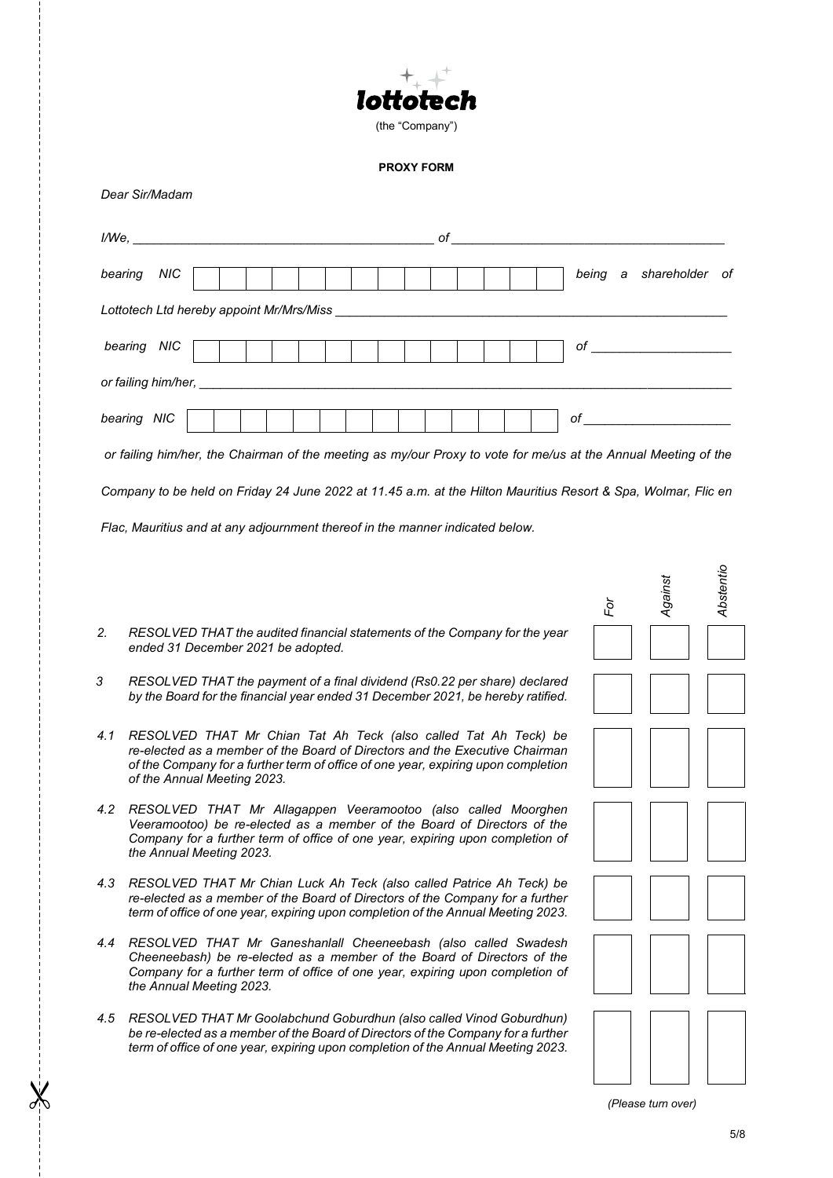lottotech

(the "Company")

**PROXY FORM**

*Dear Sir/Madam*

*I/We,* \_\_\_\_\_\_\_\_\_\_\_\_\_\_\_\_\_\_\_\_\_\_\_\_\_\_\_\_\_\_\_\_\_\_\_\_\_\_\_\_ *of* \_\_\_\_\_\_\_\_\_\_\_\_\_\_\_\_\_\_\_\_\_\_\_\_\_\_\_\_\_\_\_\_\_\_\_\_\_

*bearing NIC* | | | | | | | | | | | | | | | | *being a shareholder of*

*Lottotech Ltd hereby appoint Mr/Mrs/Miss* \_\_\_\_\_\_\_\_\_\_\_\_\_\_\_\_\_\_\_\_\_\_\_\_\_\_\_\_\_\_\_\_\_\_\_\_\_\_\_\_\_\_\_\_\_\_\_\_\_\_\_\_\_\_\_

*bearing NIC* | | | | | | | | | | | | | | | | *of* \_\_\_\_\_\_\_\_\_\_\_\_\_\_\_\_\_\_\_

*or failing him/her,* \_\_\_\_\_\_\_\_\_\_\_\_\_\_\_\_\_\_\_\_\_\_\_\_\_\_\_\_\_\_\_\_\_\_\_\_\_\_\_\_\_\_\_\_\_\_\_\_\_\_\_\_\_\_\_\_\_\_\_\_\_\_\_\_\_\_\_\_\_\_\_\_\_\_

*bearing NIC* | | | | | | | | | | | | | | | | *of* \_\_\_\_\_\_\_\_\_\_\_\_\_\_\_\_\_\_\_

*or failing him/her, the Chairman of the meeting as my/our Proxy to vote for me/us at the Annual Meeting of the Company to be held on Friday 24 June 2022 at 11.45 a.m. at the Hilton Mauritius Resort & Spa, Wolmar, Flic en Flac, Mauritius and at any adjournment thereof in the manner indicated below.*

| | | *For* | *Against* | *Abstentio* |
|---|---|---|---|---|
| *2.* | *RESOLVED THAT the audited financial statements of the Company for the year ended 31 December 2021 be adopted.* | | | |
| *3* | *RESOLVED THAT the payment of a final dividend (Rs0.22 per share) declared by the Board for the financial year ended 31 December 2021, be hereby ratified.* | | | |
| *4.1* | *RESOLVED THAT Mr Chian Tat Ah Teck (also called Tat Ah Teck) be re-elected as a member of the Board of Directors and the Executive Chairman of the Company for a further term of office of one year, expiring upon completion of the Annual Meeting 2023.* | | | |
| *4.2* | *RESOLVED THAT Mr Allagappen Veeramootoo (also called Moorghen Veeramootoo) be re-elected as a member of the Board of Directors of the Company for a further term of office of one year, expiring upon completion of the Annual Meeting 2023.* | | | |
| *4.3* | *RESOLVED THAT Mr Chian Luck Ah Teck (also called Patrice Ah Teck) be re-elected as a member of the Board of Directors of the Company for a further term of office of one year, expiring upon completion of the Annual Meeting 2023.* | | | |
| *4.4* | *RESOLVED THAT Mr Ganeshanlall Cheeneebash (also called Swadesh Cheeneebash) be re-elected as a member of the Board of Directors of the Company for a further term of office of one year, expiring upon completion of the Annual Meeting 2023.* | | | |
| *4.5* | *RESOLVED THAT Mr Goolabchund Goburdhun (also called Vinod Goburdhun) be re-elected as a member of the Board of Directors of the Company for a further term of office of one year, expiring upon completion of the Annual Meeting 2023.* | | | |

*(Please turn over)*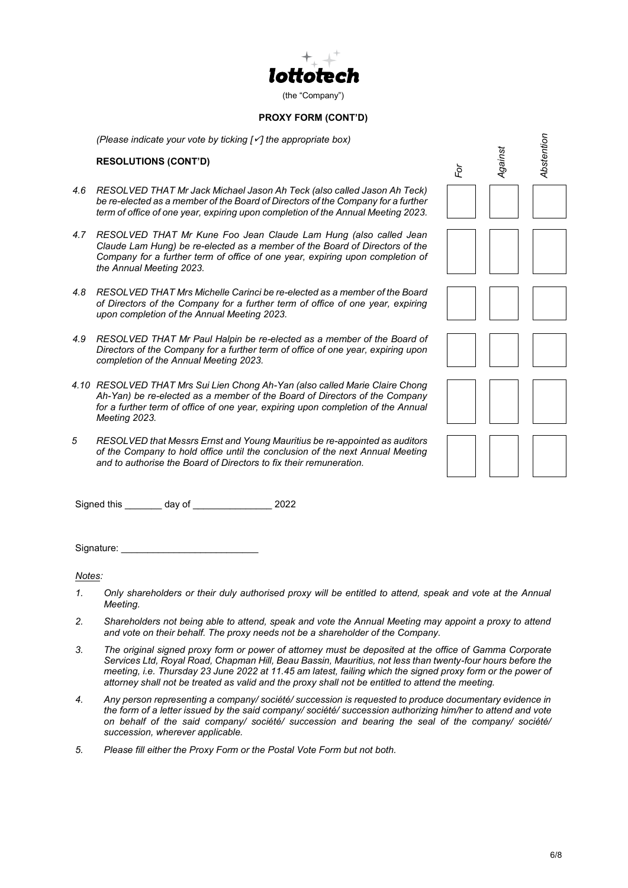lottotech

(the "Company")

**PROXY FORM (CONT'D)**

*(Please indicate your vote by ticking [✓] the appropriate box)*

| **RESOLUTIONS (CONT'D)** | *For* | *Against* | *Abstention* |
|---|---|---|---|
| *4.6 RESOLVED THAT Mr Jack Michael Jason Ah Teck (also called Jason Ah Teck) be re-elected as a member of the Board of Directors of the Company for a further term of office of one year, expiring upon completion of the Annual Meeting 2023.* | | | |
| *4.7 RESOLVED THAT Mr Kune Foo Jean Claude Lam Hung (also called Jean Claude Lam Hung) be re-elected as a member of the Board of Directors of the Company for a further term of office of one year, expiring upon completion of the Annual Meeting 2023.* | | | |
| *4.8 RESOLVED THAT Mrs Michelle Carinci be re-elected as a member of the Board of Directors of the Company for a further term of office of one year, expiring upon completion of the Annual Meeting 2023.* | | | |
| *4.9 RESOLVED THAT Mr Paul Halpin be re-elected as a member of the Board of Directors of the Company for a further term of office of one year, expiring upon completion of the Annual Meeting 2023.* | | | |
| *4.10 RESOLVED THAT Mrs Sui Lien Chong Ah-Yan (also called Marie Claire Chong Ah-Yan) be re-elected as a member of the Board of Directors of the Company for a further term of office of one year, expiring upon completion of the Annual Meeting 2023.* | | | |
| *5 RESOLVED that Messrs Ernst and Young Mauritius be re-appointed as auditors of the Company to hold office until the conclusion of the next Annual Meeting and to authorise the Board of Directors to fix their remuneration.* | | | |

Signed this _______ day of _______________ 2022

Signature: __________________________

*Notes:*

1. *Only shareholders or their duly authorised proxy will be entitled to attend, speak and vote at the Annual Meeting.*
2. *Shareholders not being able to attend, speak and vote the Annual Meeting may appoint a proxy to attend and vote on their behalf. The proxy needs not be a shareholder of the Company.*
3. *The original signed proxy form or power of attorney must be deposited at the office of Gamma Corporate Services Ltd, Royal Road, Chapman Hill, Beau Bassin, Mauritius, not less than twenty-four hours before the meeting, i.e. Thursday 23 June 2022 at 11.45 am latest, failing which the signed proxy form or the power of attorney shall not be treated as valid and the proxy shall not be entitled to attend the meeting.*
4. *Any person representing a company/ société/ succession is requested to produce documentary evidence in the form of a letter issued by the said company/ société/ succession authorizing him/her to attend and vote on behalf of the said company/ société/ succession and bearing the seal of the company/ société/ succession, wherever applicable.*
5. *Please fill either the Proxy Form or the Postal Vote Form but not both.*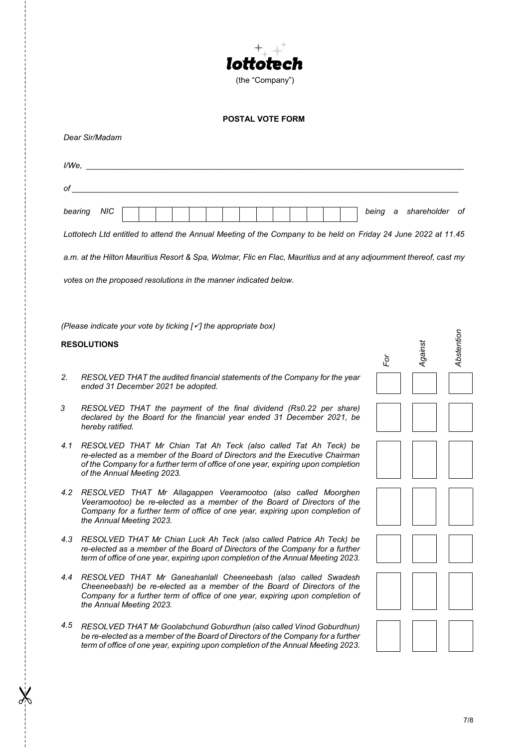lottotech

(the "Company")

**POSTAL VOTE FORM**

*Dear Sir/Madam*

*I/We,* ______________________________________________________________________________

*of* ________________________________________________________________________________

*bearing NIC* | | | | | | | | | | | | | | | *being a shareholder of Lottotech Ltd entitled to attend the Annual Meeting of the Company to be held on Friday 24 June 2022 at 11.45 a.m. at the Hilton Mauritius Resort & Spa, Wolmar, Flic en Flac, Mauritius and at any adjournment thereof, cast my votes on the proposed resolutions in the manner indicated below.*

*(Please indicate your vote by ticking [✓] the appropriate box)*

| **RESOLUTIONS** | | *For* | *Against* | *Abstention* |
|---|---|---|---|---|
| *2.* | *RESOLVED THAT the audited financial statements of the Company for the year ended 31 December 2021 be adopted.* | | | |
| *3* | *RESOLVED THAT the payment of the final dividend (Rs0.22 per share) declared by the Board for the financial year ended 31 December 2021, be hereby ratified.* | | | |
| *4.1* | *RESOLVED THAT Mr Chian Tat Ah Teck (also called Tat Ah Teck) be re-elected as a member of the Board of Directors and the Executive Chairman of the Company for a further term of office of one year, expiring upon completion of the Annual Meeting 2023.* | | | |
| *4.2* | *RESOLVED THAT Mr Allagappen Veeramootoo (also called Moorghen Veeramootoo) be re-elected as a member of the Board of Directors of the Company for a further term of office of one year, expiring upon completion of the Annual Meeting 2023.* | | | |
| *4.3* | *RESOLVED THAT Mr Chian Luck Ah Teck (also called Patrice Ah Teck) be re-elected as a member of the Board of Directors of the Company for a further term of office of one year, expiring upon completion of the Annual Meeting 2023.* | | | |
| *4.4* | *RESOLVED THAT Mr Ganeshanlall Cheeneebash (also called Swadesh Cheeneebash) be re-elected as a member of the Board of Directors of the Company for a further term of office of one year, expiring upon completion of the Annual Meeting 2023.* | | | |
| *4.5* | *RESOLVED THAT Mr Goolabchund Goburdhun (also called Vinod Goburdhun) be re-elected as a member of the Board of Directors of the Company for a further term of office of one year, expiring upon completion of the Annual Meeting 2023.* | | | |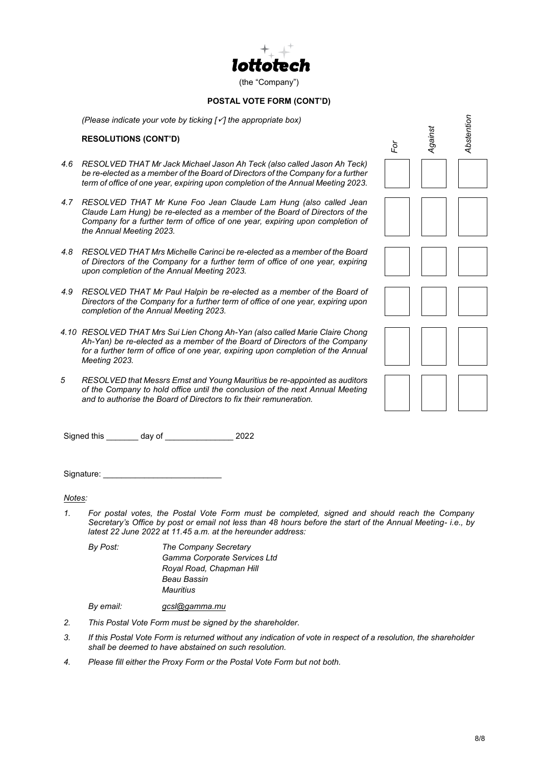lottotech

(the "Company")

**POSTAL VOTE FORM (CONT'D)**

*(Please indicate your vote by ticking [✓] the appropriate box)*

**RESOLUTIONS (CONT'D)**

| | | *For* | *Against* | *Abstention* |
|---|---|---|---|---|
| *4.6* | *RESOLVED THAT Mr Jack Michael Jason Ah Teck (also called Jason Ah Teck) be re-elected as a member of the Board of Directors of the Company for a further term of office of one year, expiring upon completion of the Annual Meeting 2023.* | | | |
| *4.7* | *RESOLVED THAT Mr Kune Foo Jean Claude Lam Hung (also called Jean Claude Lam Hung) be re-elected as a member of the Board of Directors of the Company for a further term of office of one year, expiring upon completion of the Annual Meeting 2023.* | | | |
| *4.8* | *RESOLVED THAT Mrs Michelle Carinci be re-elected as a member of the Board of Directors of the Company for a further term of office of one year, expiring upon completion of the Annual Meeting 2023.* | | | |
| *4.9* | *RESOLVED THAT Mr Paul Halpin be re-elected as a member of the Board of Directors of the Company for a further term of office of one year, expiring upon completion of the Annual Meeting 2023.* | | | |
| *4.10* | *RESOLVED THAT Mrs Sui Lien Chong Ah-Yan (also called Marie Claire Chong Ah-Yan) be re-elected as a member of the Board of Directors of the Company for a further term of office of one year, expiring upon completion of the Annual Meeting 2023.* | | | |
| *5* | *RESOLVED that Messrs Ernst and Young Mauritius be re-appointed as auditors of the Company to hold office until the conclusion of the next Annual Meeting and to authorise the Board of Directors to fix their remuneration.* | | | |

Signed this _______ day of _______________ 2022

Signature: __________________________

*Notes:*

1. *For postal votes, the Postal Vote Form must be completed, signed and should reach the Company Secretary's Office by post or email not less than 48 hours before the start of the Annual Meeting- i.e., by latest 22 June 2022 at 11.45 a.m. at the hereunder address:*

   *By Post:* *The Company Secretary*
   *Gamma Corporate Services Ltd*
   *Royal Road, Chapman Hill*
   *Beau Bassin*
   *Mauritius*

   *By email:* *gcsl@gamma.mu*

2. *This Postal Vote Form must be signed by the shareholder.*
3. *If this Postal Vote Form is returned without any indication of vote in respect of a resolution, the shareholder shall be deemed to have abstained on such resolution.*
4. *Please fill either the Proxy Form or the Postal Vote Form but not both.*